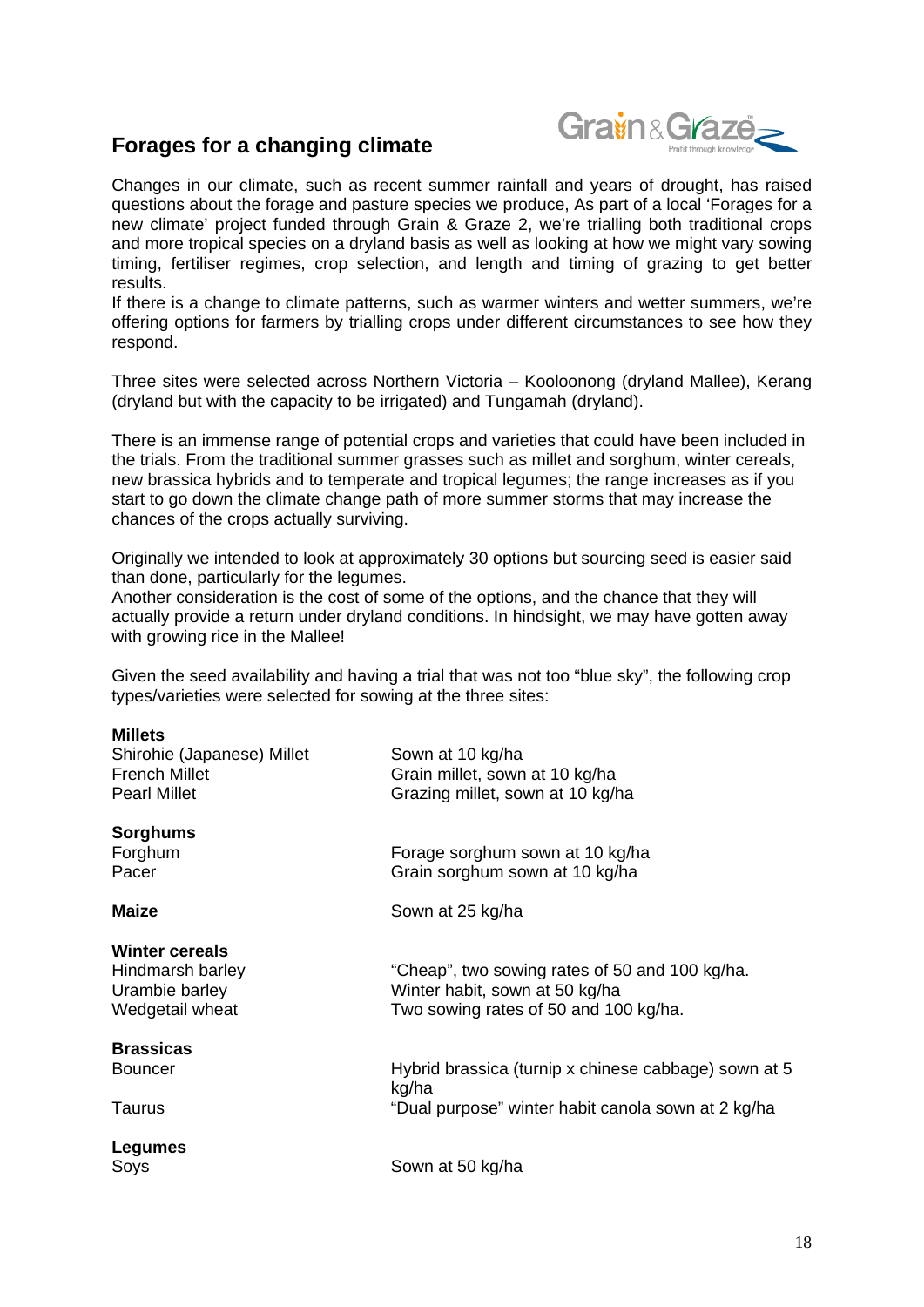# Forages for a changing climate

Changes in our climate, such as recent summer rainfall and years of drought, has raised questions about the forage and pasture species we produce, As part of a local 'Forages for a new climate' project funded through Grain & Graze 2, we're trialling both traditional crops and more tropical species on a dryland basis as well as looking at how we might vary sowing timing, fertiliser regimes, crop selection, and length and timing of grazing to get better results.

If there is a change to climate patterns, such as warmer winters and wetter summers, we're offering options for farmers by trialling crops under different circumstances to see how they respond.

Three sites were selected across Northern Victoria – Kooloonong (dryland Mallee), Kerang (dryland but with the capacity to be irrigated) and Tungamah (dryland).

There is an immense range of potential crops and varieties that could have been included in the trials. From the traditional summer grasses such as millet and sorghum, winter cereals, new brassica hybrids and to temperate and tropical legumes; the range increases as if you start to go down the climate change path of more summer storms that may increase the chances of the crops actually surviving.

Originally we intended to look at approximately 30 options but sourcing seed is easier said than done, particularly for the legumes.

Another consideration is the cost of some of the options, and the chance that they will actually provide a return under dryland conditions. In hindsight, we may have gotten away with growing rice in the Mallee!

Given the seed availability and having a trial that was not too "blue sky", the following crop types/varieties were selected for sowing at the three sites:

| | |
|---|---|
| **Millets** | |
| Shirohie (Japanese) Millet | Sown at 10 kg/ha |
| French Millet | Grain millet, sown at 10 kg/ha |
| Pearl Millet | Grazing millet, sown at 10 kg/ha |
| **Sorghums** | |
| Forghum | Forage sorghum sown at 10 kg/ha |
| Pacer | Grain sorghum sown at 10 kg/ha |
| **Maize** | Sown at 25 kg/ha |
| **Winter cereals** | |
| Hindmarsh barley | "Cheap", two sowing rates of 50 and 100 kg/ha. |
| Urambie barley | Winter habit, sown at 50 kg/ha |
| Wedgetail wheat | Two sowing rates of 50 and 100 kg/ha. |
| **Brassicas** | |
| Bouncer | Hybrid brassica (turnip x chinese cabbage) sown at 5 kg/ha |
| Taurus | "Dual purpose" winter habit canola sown at 2 kg/ha |
| **Legumes** | |
| Soys | Sown at 50 kg/ha |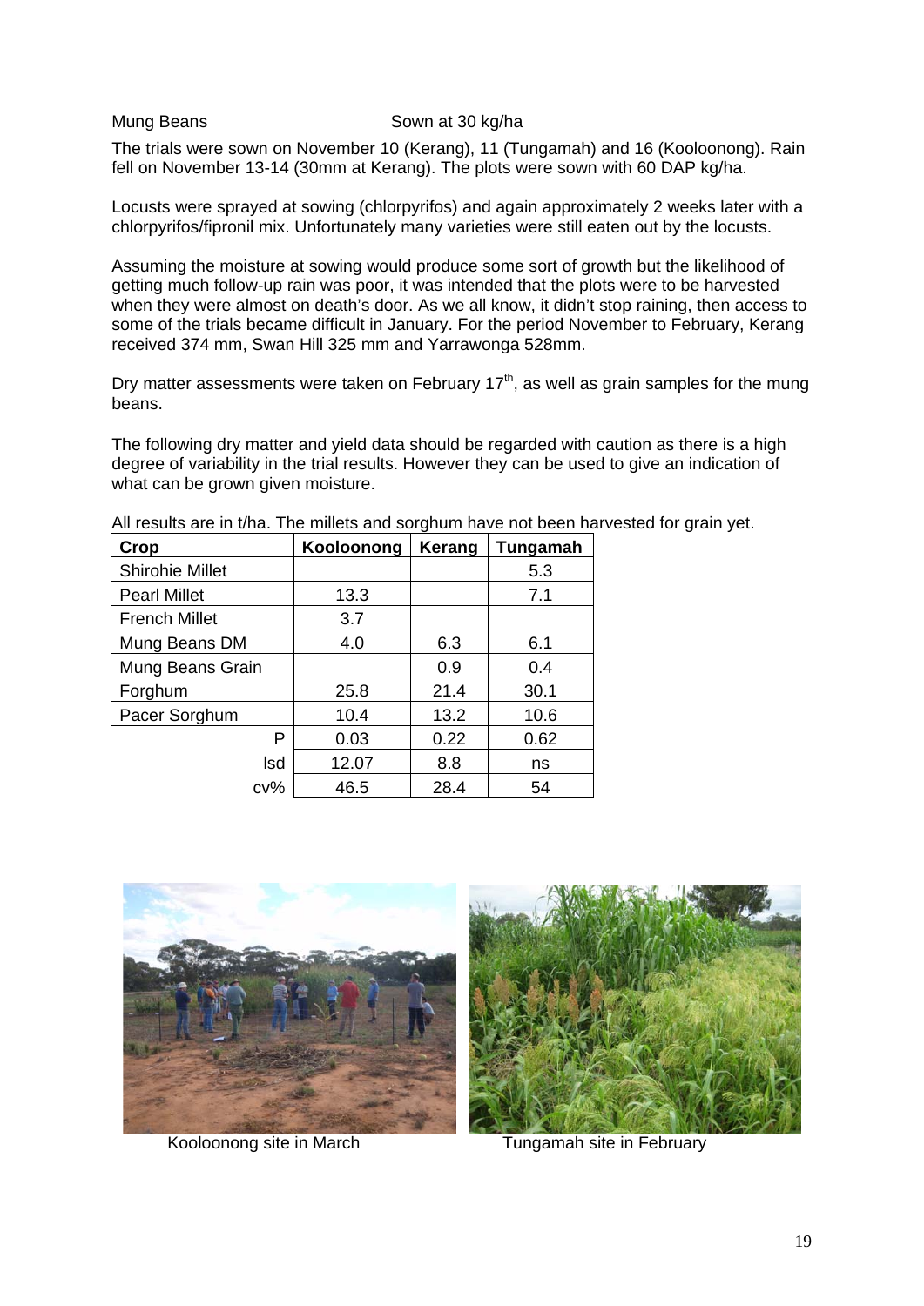Mung Beans Sown at 30 kg/ha

The trials were sown on November 10 (Kerang), 11 (Tungamah) and 16 (Kooloonong). Rain fell on November 13-14 (30mm at Kerang). The plots were sown with 60 DAP kg/ha.

Locusts were sprayed at sowing (chlorpyrifos) and again approximately 2 weeks later with a chlorpyrifos/fipronil mix. Unfortunately many varieties were still eaten out by the locusts.

Assuming the moisture at sowing would produce some sort of growth but the likelihood of getting much follow-up rain was poor, it was intended that the plots were to be harvested when they were almost on death's door. As we all know, it didn't stop raining, then access to some of the trials became difficult in January. For the period November to February, Kerang received 374 mm, Swan Hill 325 mm and Yarrawonga 528mm.

Dry matter assessments were taken on February 17th, as well as grain samples for the mung beans.

The following dry matter and yield data should be regarded with caution as there is a high degree of variability in the trial results. However they can be used to give an indication of what can be grown given moisture.

All results are in t/ha. The millets and sorghum have not been harvested for grain yet.

| Crop | Kooloonong | Kerang | Tungamah |
|---|---|---|---|
| Shirohie Millet | | | 5.3 |
| Pearl Millet | 13.3 | | 7.1 |
| French Millet | 3.7 | | |
| Mung Beans DM | 4.0 | 6.3 | 6.1 |
| Mung Beans Grain | | 0.9 | 0.4 |
| Forghum | 25.8 | 21.4 | 30.1 |
| Pacer Sorghum | 10.4 | 13.2 | 10.6 |
| P | 0.03 | 0.22 | 0.62 |
| lsd | 12.07 | 8.8 | ns |
| cv% | 46.5 | 28.4 | 54 |

Kooloonong site in March

Tungamah site in February